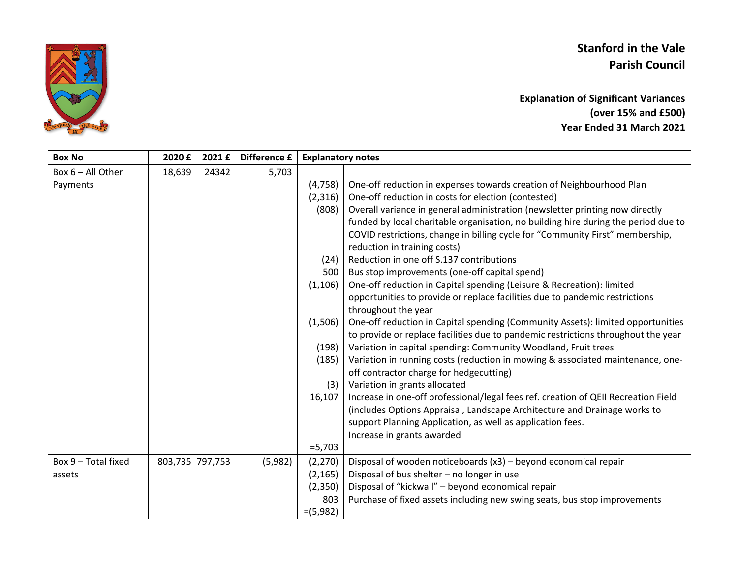# Stanford in the Vale Parish Council

## Explanation of Significant Variances (over 15% and £500) Year Ended 31 March 2021

| Box No | 2020 £ | 2021 £ | Difference £ | Explanatory notes | |
|---|---|---|---|---|---|
| Box 6 – All Other Payments | 18,639 | 24342 | 5,703 | | |
| | | | | (4,758) | One-off reduction in expenses towards creation of Neighbourhood Plan |
| | | | | (2,316) | One-off reduction in costs for election (contested) |
| | | | | (808) | Overall variance in general administration (newsletter printing now directly funded by local charitable organisation, no building hire during the period due to COVID restrictions, change in billing cycle for "Community First" membership, reduction in training costs) |
| | | | | (24) | Reduction in one off S.137 contributions |
| | | | | 500 | Bus stop improvements (one-off capital spend) |
| | | | | (1,106) | One-off reduction in Capital spending (Leisure & Recreation): limited opportunities to provide or replace facilities due to pandemic restrictions throughout the year |
| | | | | (1,506) | One-off reduction in Capital spending (Community Assets): limited opportunities to provide or replace facilities due to pandemic restrictions throughout the year |
| | | | | (198) | Variation in capital spending: Community Woodland, Fruit trees |
| | | | | (185) | Variation in running costs (reduction in mowing & associated maintenance, one-off contractor charge for hedgecutting) |
| | | | | (3) | Variation in grants allocated |
| | | | | 16,107 | Increase in one-off professional/legal fees ref. creation of QEII Recreation Field (includes Options Appraisal, Landscape Architecture and Drainage works to support Planning Application, as well as application fees. Increase in grants awarded |
| | | | | =5,703 | |
| Box 9 – Total fixed assets | 803,735 | 797,753 | (5,982) | (2,270) | Disposal of wooden noticeboards (x3) – beyond economical repair |
| | | | | (2,165) | Disposal of bus shelter – no longer in use |
| | | | | (2,350) | Disposal of "kickwall" – beyond economical repair |
| | | | | 803 | Purchase of fixed assets including new swing seats, bus stop improvements |
| | | | | =(5,982) | |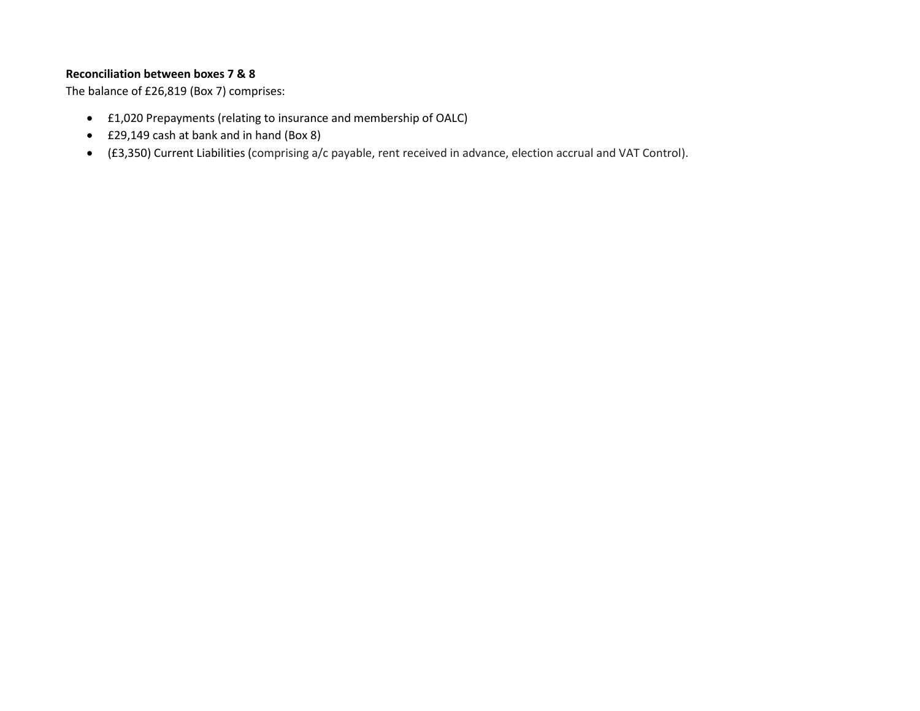**Reconciliation between boxes 7 & 8**

The balance of £26,819 (Box 7) comprises:

- £1,020 Prepayments (relating to insurance and membership of OALC)
- £29,149 cash at bank and in hand (Box 8)
- (£3,350) Current Liabilities (comprising a/c payable, rent received in advance, election accrual and VAT Control).